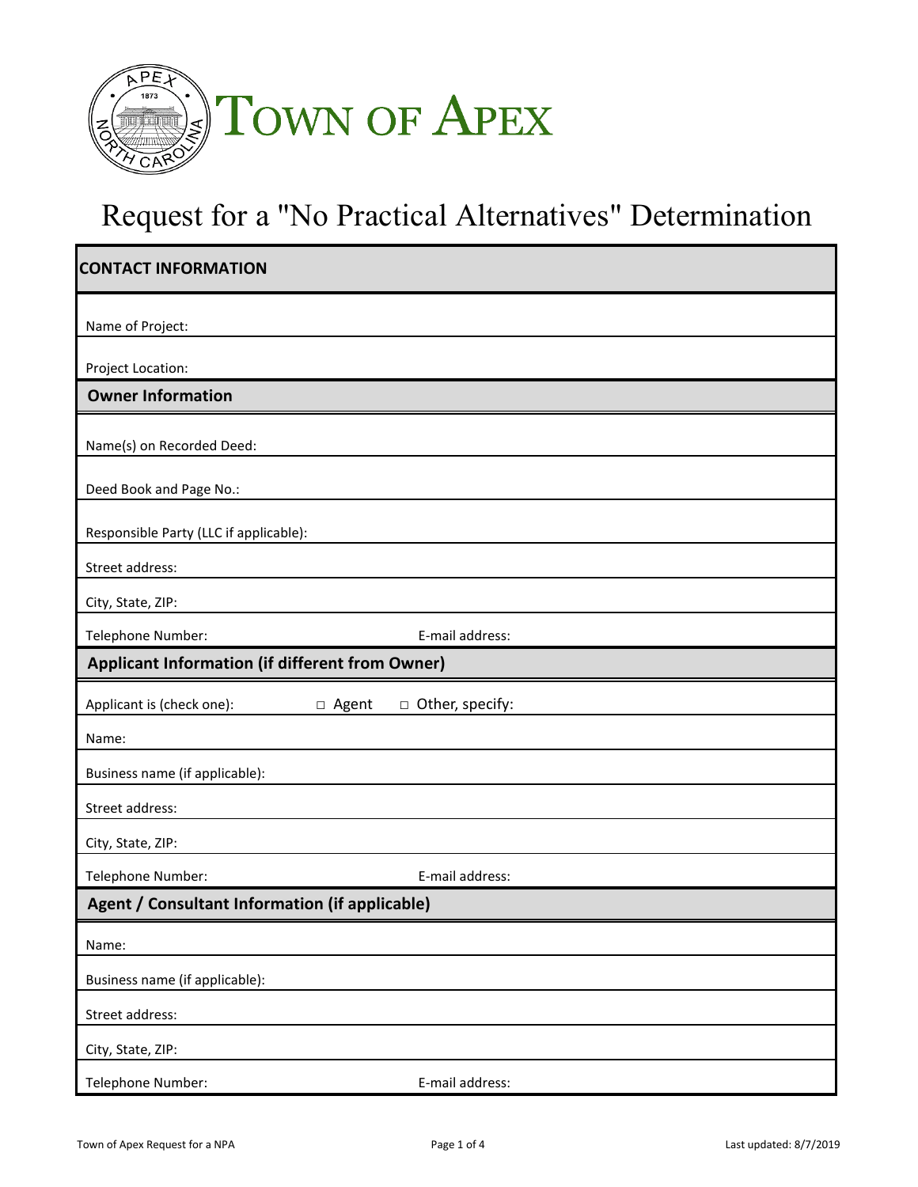# TOWN OF APEX

# Request for a "No Practical Alternatives" Determination

## CONTACT INFORMATION

Name of Project:

Project Location:

### Owner Information

Name(s) on Recorded Deed:

Deed Book and Page No.:

Responsible Party (LLC if applicable):

Street address:

City, State, ZIP:

Telephone Number: E-mail address:

### Applicant Information (if different from Owner)

Applicant is (check one): □ Agent □ Other, specify:

Name:

Business name (if applicable):

Street address:

City, State, ZIP:

Telephone Number: E-mail address:

### Agent / Consultant Information (if applicable)

Name:

Business name (if applicable):

Street address:

City, State, ZIP:

Telephone Number: E-mail address: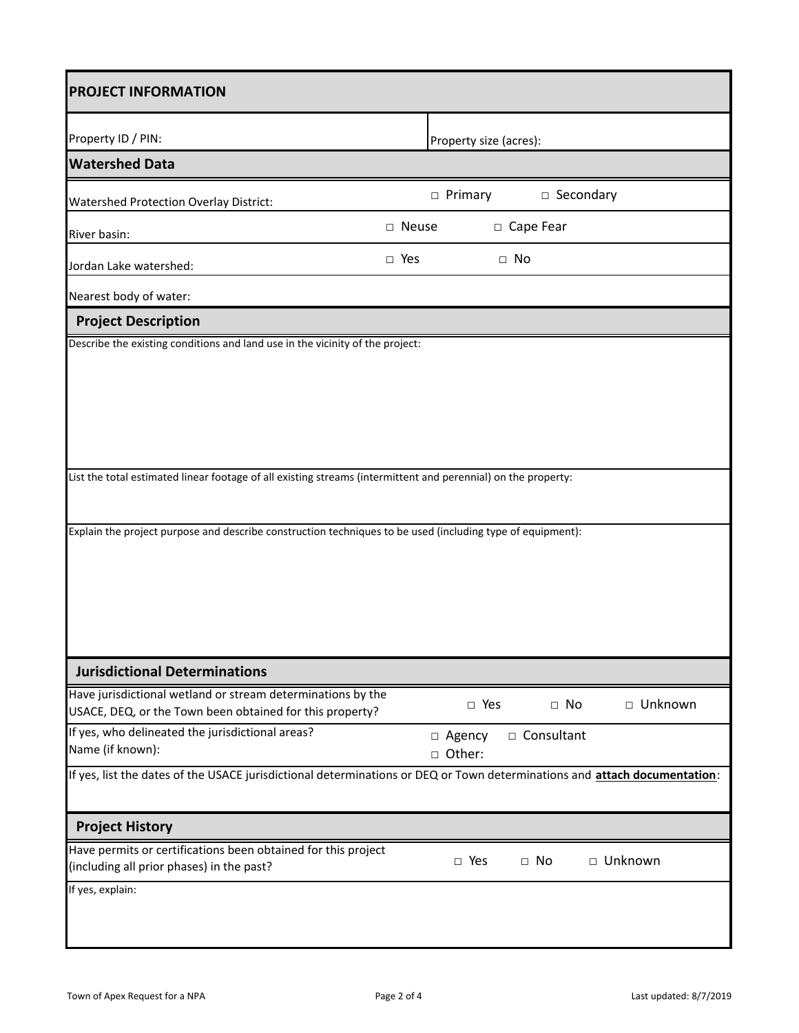## PROJECT INFORMATION

| Property ID / PIN: | Property size (acres): |
|---|---|

### Watershed Data

| | | |
|---|---|---|
| Watershed Protection Overlay District: | □ Primary | □ Secondary |
| River basin: | □ Neuse | □ Cape Fear |
| Jordan Lake watershed: | □ Yes | □ No |
| Nearest body of water: | | |

### Project Description

Describe the existing conditions and land use in the vicinity of the project:

List the total estimated linear footage of all existing streams (intermittent and perennial) on the property:

Explain the project purpose and describe construction techniques to be used (including type of equipment):

### Jurisdictional Determinations

| | | | |
|---|---|---|---|
| Have jurisdictional wetland or stream determinations by the USACE, DEQ, or the Town been obtained for this property? | □ Yes | □ No | □ Unknown |
| If yes, who delineated the jurisdictional areas?<br>Name (if known): | □ Agency<br>□ Other: | □ Consultant | |

If yes, list the dates of the USACE jurisdictional determinations or DEQ or Town determinations and **attach documentation**:

### Project History

| | | | |
|---|---|---|---|
| Have permits or certifications been obtained for this project (including all prior phases) in the past? | □ Yes | □ No | □ Unknown |

If yes, explain: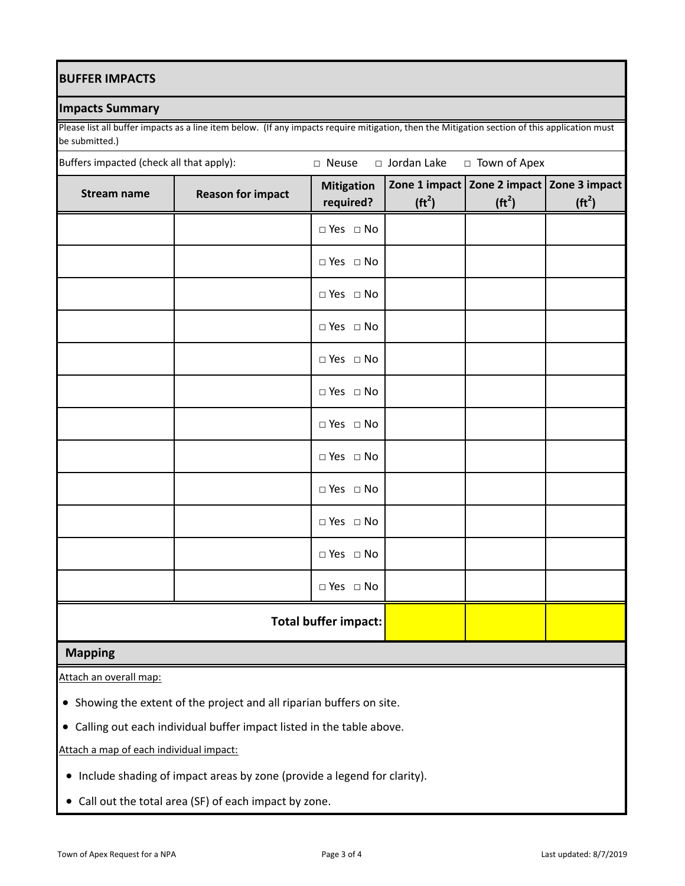## BUFFER IMPACTS

### Impacts Summary

Please list all buffer impacts as a line item below. (If any impacts require mitigation, then the Mitigation section of this application must be submitted.)

Buffers impacted (check all that apply): □ Neuse □ Jordan Lake □ Town of Apex

| Stream name | Reason for impact | Mitigation required? | Zone 1 impact ($ft^2$) | Zone 2 impact ($ft^2$) | Zone 3 impact ($ft^2$) |
|---|---|---|---|---|---|
| | | □ Yes □ No | | | |
| | | □ Yes □ No | | | |
| | | □ Yes □ No | | | |
| | | □ Yes □ No | | | |
| | | □ Yes □ No | | | |
| | | □ Yes □ No | | | |
| | | □ Yes □ No | | | |
| | | □ Yes □ No | | | |
| | | □ Yes □ No | | | |
| | | □ Yes □ No | | | |
| | | □ Yes □ No | | | |
| | | □ Yes □ No | | | |
| | | **Total buffer impact:** | | | |

### Mapping

Attach an overall map:

- Showing the extent of the project and all riparian buffers on site.
- Calling out each individual buffer impact listed in the table above.

Attach a map of each individual impact:

- Include shading of impact areas by zone (provide a legend for clarity).
- Call out the total area (SF) of each impact by zone.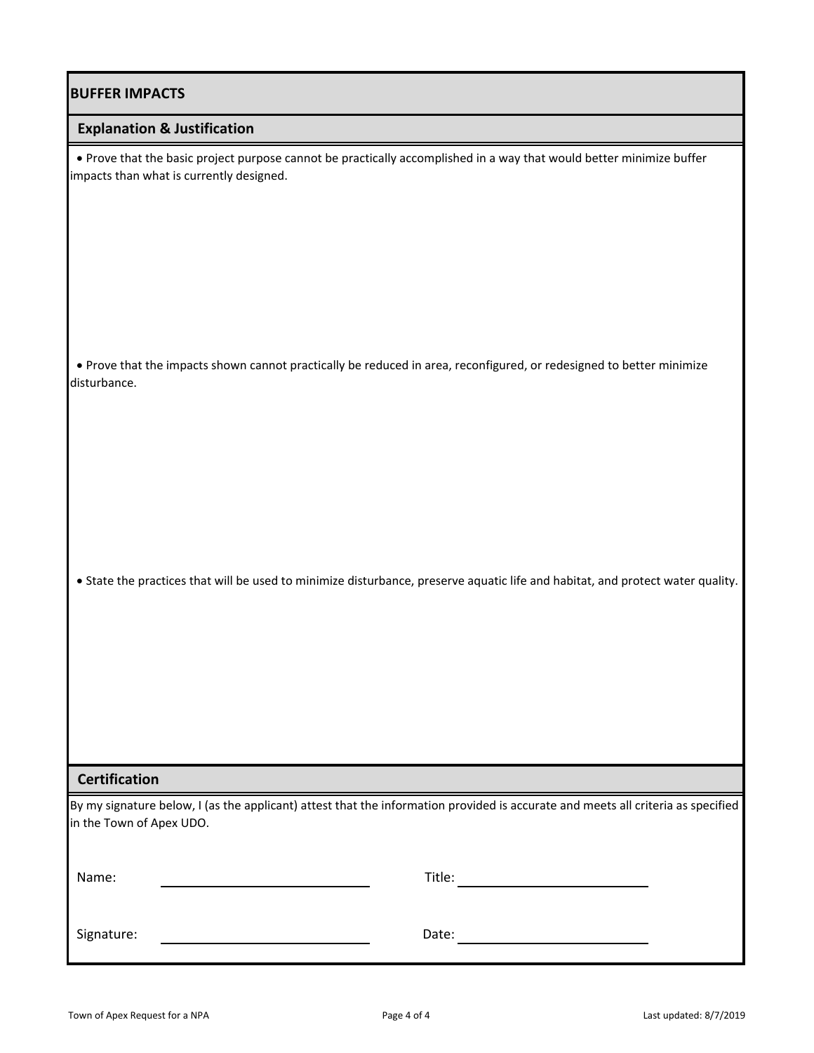## BUFFER IMPACTS

### Explanation & Justification

- Prove that the basic project purpose cannot be practically accomplished in a way that would better minimize buffer impacts than what is currently designed.

- Prove that the impacts shown cannot practically be reduced in area, reconfigured, or redesigned to better minimize disturbance.

- State the practices that will be used to minimize disturbance, preserve aquatic life and habitat, and protect water quality.

### Certification

By my signature below, I (as the applicant) attest that the information provided is accurate and meets all criteria as specified in the Town of Apex UDO.

Name: ____________________ Title: ____________________

Signature: ____________________ Date: ____________________